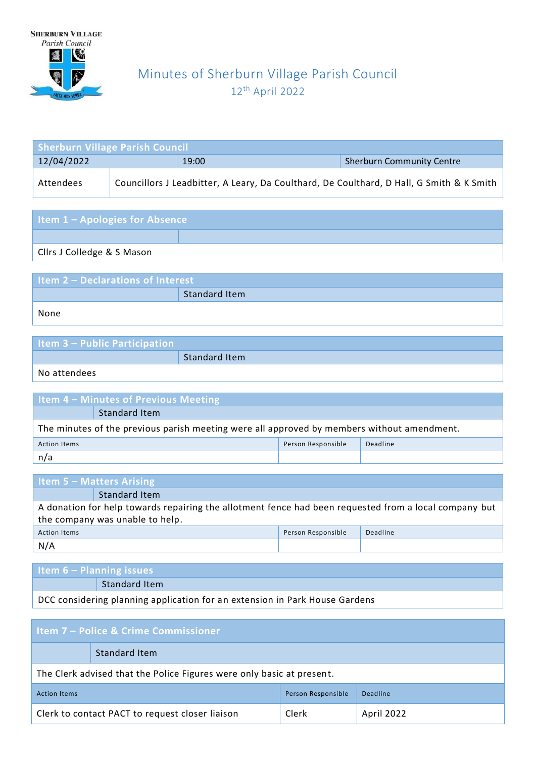Sherburn Village Parish Council

# Minutes of Sherburn Village Parish Council

12th April 2022

| Sherburn Village Parish Council | | |
|---|---|---|
| 12/04/2022 | 19:00 | Sherburn Community Centre |
| Attendees | Councillors J Leadbitter, A Leary, Da Coulthard, De Coulthard, D Hall, G Smith & K Smith | |

## Item 1 – Apologies for Absence

Cllrs J Colledge & S Mason

## Item 2 – Declarations of Interest

Standard Item

None

## Item 3 – Public Participation

Standard Item

No attendees

## Item 4 – Minutes of Previous Meeting

Standard Item

The minutes of the previous parish meeting were all approved by members without amendment.

| Action Items | Person Responsible | Deadline |
|---|---|---|
| n/a | | |

## Item 5 – Matters Arising

Standard Item

A donation for help towards repairing the allotment fence had been requested from a local company but the company was unable to help.

| Action Items | Person Responsible | Deadline |
|---|---|---|
| N/A | | |

## Item 6 – Planning issues

Standard Item

DCC considering planning application for an extension in Park House Gardens

## Item 7 – Police & Crime Commissioner

Standard Item

The Clerk advised that the Police Figures were only basic at present.

| Action Items | Person Responsible | Deadline |
|---|---|---|
| Clerk to contact PACT to request closer liaison | Clerk | April 2022 |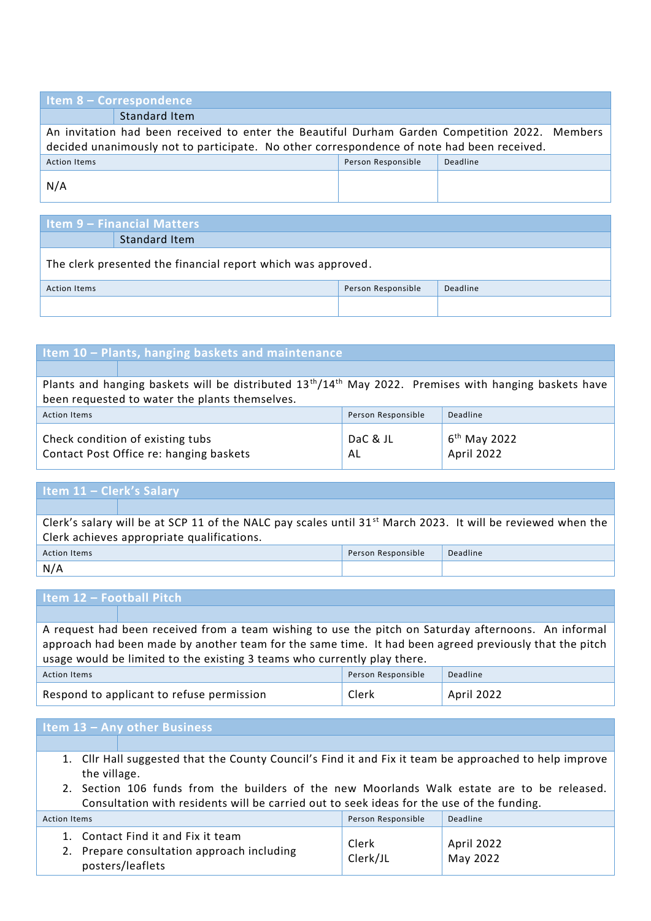## Item 8 – Correspondence

Standard Item

An invitation had been received to enter the Beautiful Durham Garden Competition 2022. Members decided unanimously not to participate. No other correspondence of note had been received.

| Action Items | Person Responsible | Deadline |
|---|---|---|
| N/A | | |

## Item 9 – Financial Matters

Standard Item

The clerk presented the financial report which was approved.

| Action Items | Person Responsible | Deadline |
|---|---|---|
| | | |

## Item 10 – Plants, hanging baskets and maintenance

Plants and hanging baskets will be distributed 13th/14th May 2022. Premises with hanging baskets have been requested to water the plants themselves.

| Action Items | Person Responsible | Deadline |
|---|---|---|
| Check condition of existing tubs<br>Contact Post Office re: hanging baskets | DaC & JL<br>AL | 6th May 2022<br>April 2022 |

## Item 11 – Clerk's Salary

Clerk's salary will be at SCP 11 of the NALC pay scales until 31st March 2023. It will be reviewed when the Clerk achieves appropriate qualifications.

| Action Items | Person Responsible | Deadline |
|---|---|---|
| N/A | | |

## Item 12 – Football Pitch

A request had been received from a team wishing to use the pitch on Saturday afternoons. An informal approach had been made by another team for the same time. It had been agreed previously that the pitch usage would be limited to the existing 3 teams who currently play there.

| Action Items | Person Responsible | Deadline |
|---|---|---|
| Respond to applicant to refuse permission | Clerk | April 2022 |

## Item 13 – Any other Business

1. Cllr Hall suggested that the County Council's Find it and Fix it team be approached to help improve the village.
2. Section 106 funds from the builders of the new Moorlands Walk estate are to be released. Consultation with residents will be carried out to seek ideas for the use of the funding.

| Action Items | Person Responsible | Deadline |
|---|---|---|
| 1. Contact Find it and Fix it team<br>2. Prepare consultation approach including posters/leaflets | Clerk<br>Clerk/JL | April 2022<br>May 2022 |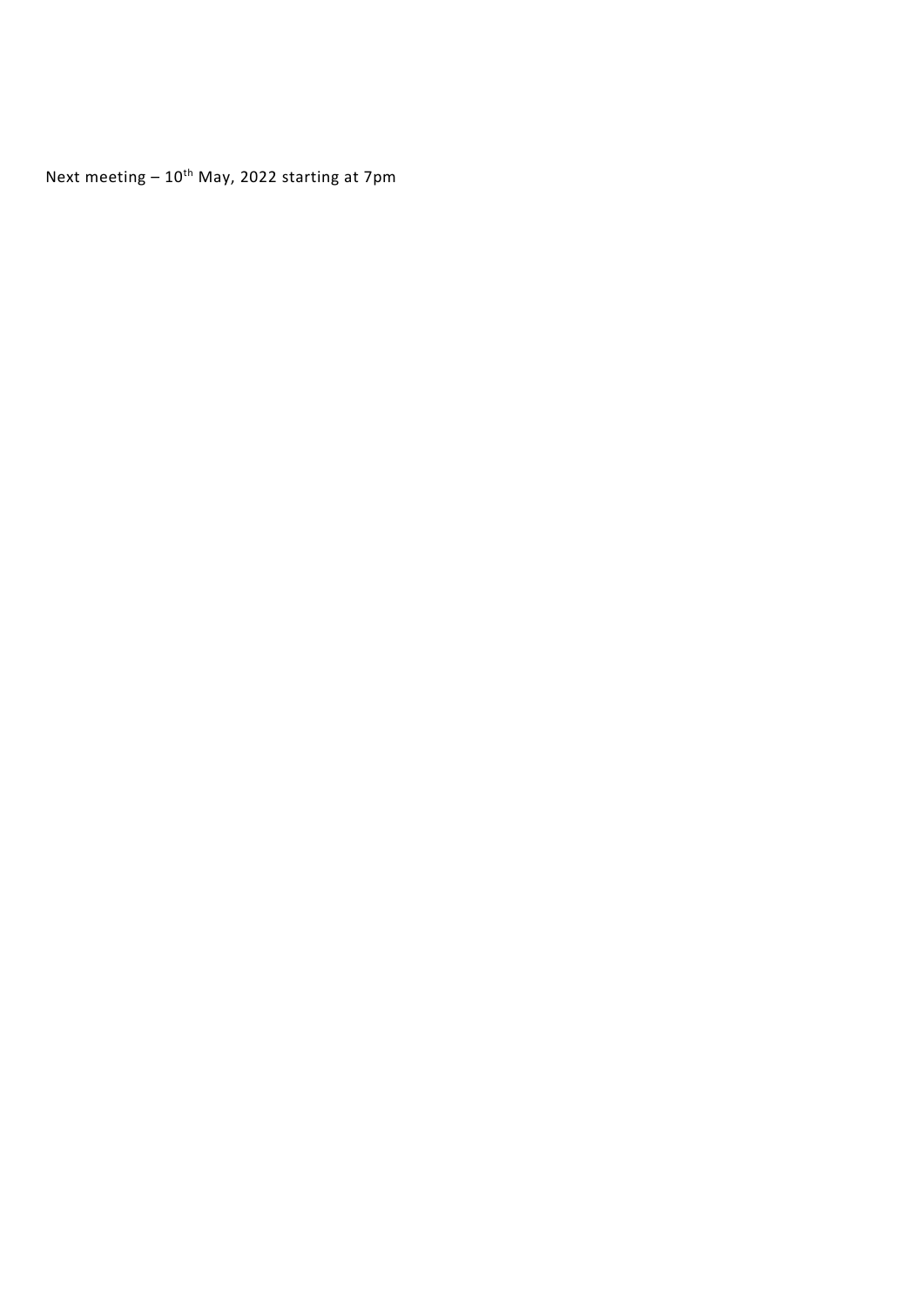Next meeting – 10th May, 2022 starting at 7pm